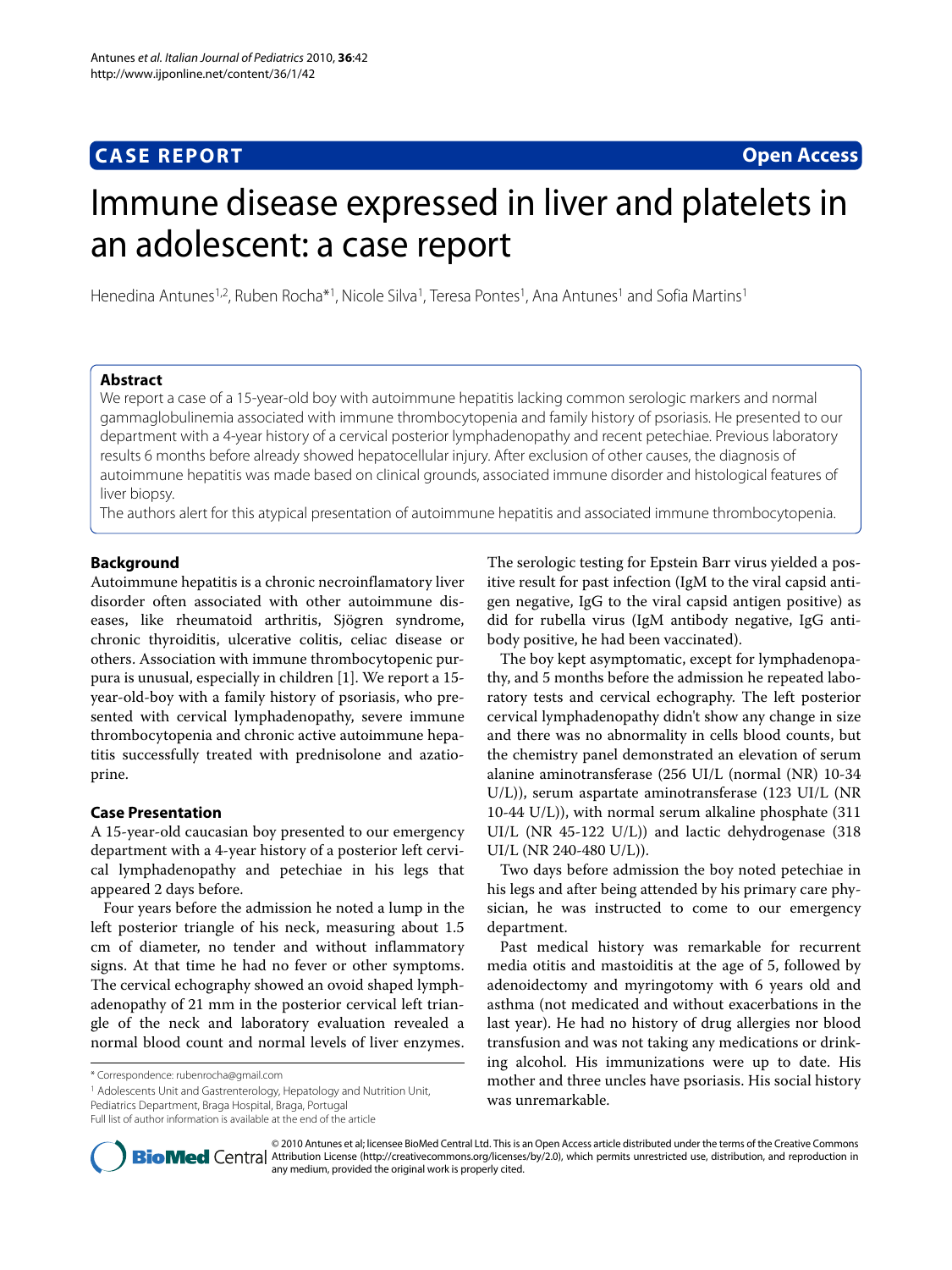**CASE REPORT** **Open Access**

# Immune disease expressed in liver and platelets in an adolescent: a case report

Henedina Antunes[1,2], Ruben Rocha*[1], Nicole Silva[1], Teresa Pontes[1], Ana Antunes[1] and Sofia Martins[1]

## Abstract

We report a case of a 15-year-old boy with autoimmune hepatitis lacking common serologic markers and normal gammaglobulinemia associated with immune thrombocytopenia and family history of psoriasis. He presented to our department with a 4-year history of a cervical posterior lymphadenopathy and recent petechiae. Previous laboratory results 6 months before already showed hepatocellular injury. After exclusion of other causes, the diagnosis of autoimmune hepatitis was made based on clinical grounds, associated immune disorder and histological features of liver biopsy.

The authors alert for this atypical presentation of autoimmune hepatitis and associated immune thrombocytopenia.

## Background

Autoimmune hepatitis is a chronic necroinflamatory liver disorder often associated with other autoimmune diseases, like rheumatoid arthritis, Sjögren syndrome, chronic thyroiditis, ulcerative colitis, celiac disease or others. Association with immune thrombocytopenic purpura is unusual, especially in children [1]. We report a 15-year-old-boy with a family history of psoriasis, who presented with cervical lymphadenopathy, severe immune thrombocytopenia and chronic active autoimmune hepatitis successfully treated with prednisolone and azatioprine.

## Case Presentation

A 15-year-old caucasian boy presented to our emergency department with a 4-year history of a posterior left cervical lymphadenopathy and petechiae in his legs that appeared 2 days before.

Four years before the admission he noted a lump in the left posterior triangle of his neck, measuring about 1.5 cm of diameter, no tender and without inflammatory signs. At that time he had no fever or other symptoms. The cervical echography showed an ovoid shaped lymphadenopathy of 21 mm in the posterior cervical left triangle of the neck and laboratory evaluation revealed a normal blood count and normal levels of liver enzymes. The serologic testing for Epstein Barr virus yielded a positive result for past infection (IgM to the viral capsid antigen negative, IgG to the viral capsid antigen positive) as did for rubella virus (IgM antibody negative, IgG antibody positive, he had been vaccinated).

The boy kept asymptomatic, except for lymphadenopathy, and 5 months before the admission he repeated laboratory tests and cervical echography. The left posterior cervical lymphadenopathy didn't show any change in size and there was no abnormality in cells blood counts, but the chemistry panel demonstrated an elevation of serum alanine aminotransferase (256 UI/L (normal (NR) 10-34 U/L)), serum aspartate aminotransferase (123 UI/L (NR 10-44 U/L)), with normal serum alkaline phosphate (311 UI/L (NR 45-122 U/L)) and lactic dehydrogenase (318 UI/L (NR 240-480 U/L)).

Two days before admission the boy noted petechiae in his legs and after being attended by his primary care physician, he was instructed to come to our emergency department.

Past medical history was remarkable for recurrent media otitis and mastoiditis at the age of 5, followed by adenoidectomy and myringotomy with 6 years old and asthma (not medicated and without exacerbations in the last year). He had no history of drug allergies nor blood transfusion and was not taking any medications or drinking alcohol. His immunizations were up to date. His mother and three uncles have psoriasis. His social history was unremarkable.

* Correspondence: rubenrocha@gmail.com

[1] Adolescents Unit and Gastrenterology, Hepatology and Nutrition Unit, Pediatrics Department, Braga Hospital, Braga, Portugal

Full list of author information is available at the end of the article

© 2010 Antunes et al; licensee BioMed Central Ltd. This is an Open Access article distributed under the terms of the Creative Commons Attribution License (http://creativecommons.org/licenses/by/2.0), which permits unrestricted use, distribution, and reproduction in any medium, provided the original work is properly cited.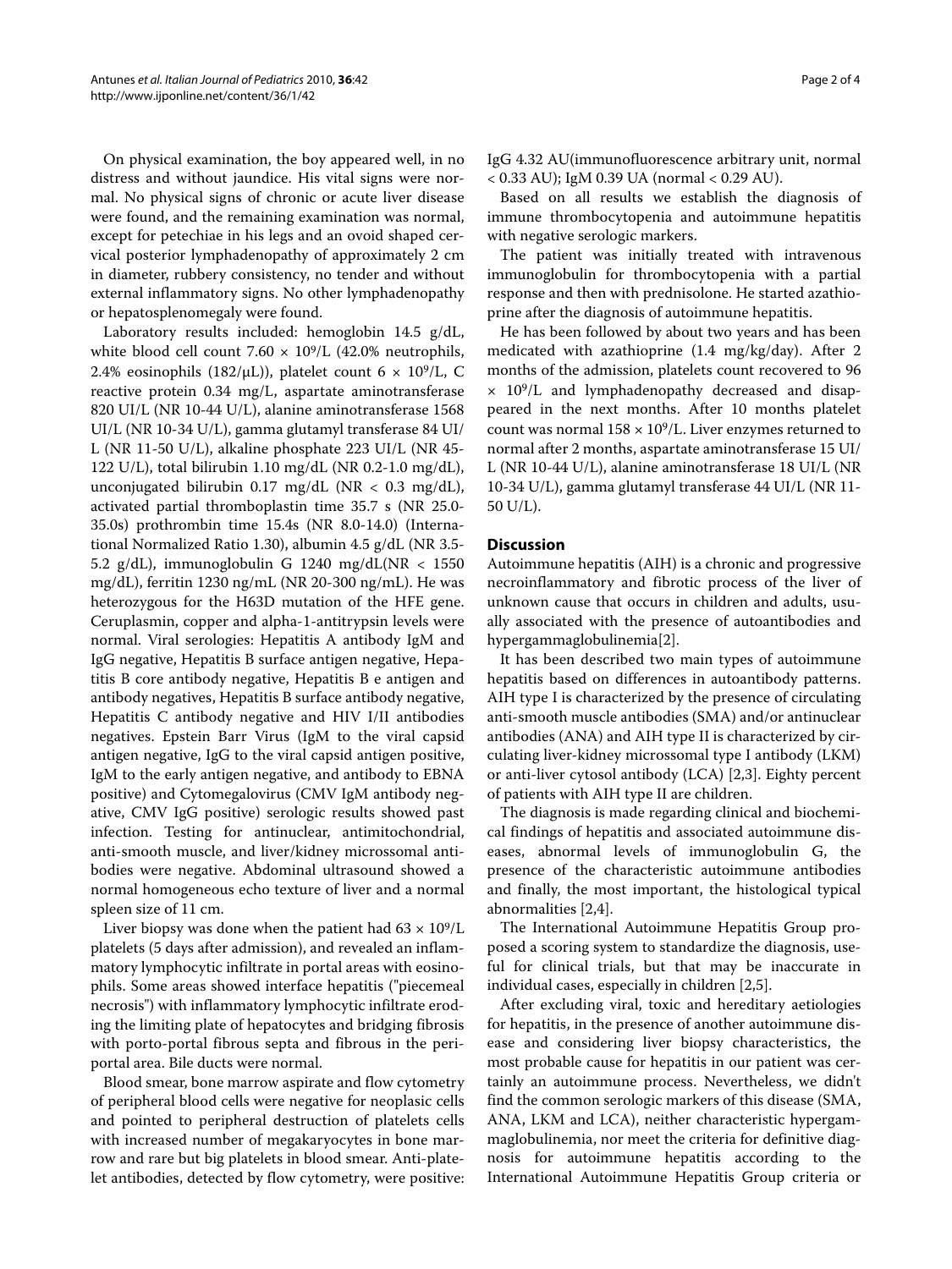On physical examination, the boy appeared well, in no distress and without jaundice. His vital signs were normal. No physical signs of chronic or acute liver disease were found, and the remaining examination was normal, except for petechiae in his legs and an ovoid shaped cervical posterior lymphadenopathy of approximately 2 cm in diameter, rubbery consistency, no tender and without external inflammatory signs. No other lymphadenopathy or hepatosplenomegaly were found.

Laboratory results included: hemoglobin 14.5 g/dL, white blood cell count $7.60 \times 10^9$/L (42.0% neutrophils, 2.4% eosinophils (182/μL)), platelet count $6 \times 10^9$/L, C reactive protein 0.34 mg/L, aspartate aminotransferase 820 UI/L (NR 10-44 U/L), alanine aminotransferase 1568 UI/L (NR 10-34 U/L), gamma glutamyl transferase 84 UI/L (NR 11-50 U/L), alkaline phosphate 223 UI/L (NR 45-122 U/L), total bilirubin 1.10 mg/dL (NR 0.2-1.0 mg/dL), unconjugated bilirubin 0.17 mg/dL (NR < 0.3 mg/dL), activated partial thromboplastin time 35.7 s (NR 25.0-35.0s) prothrombin time 15.4s (NR 8.0-14.0) (International Normalized Ratio 1.30), albumin 4.5 g/dL (NR 3.5-5.2 g/dL), immunoglobulin G 1240 mg/dL(NR < 1550 mg/dL), ferritin 1230 ng/mL (NR 20-300 ng/mL). He was heterozygous for the H63D mutation of the HFE gene. Ceruplasmin, copper and alpha-1-antitrypsin levels were normal. Viral serologies: Hepatitis A antibody IgM and IgG negative, Hepatitis B surface antigen negative, Hepatitis B core antibody negative, Hepatitis B e antigen and antibody negatives, Hepatitis B surface antibody negative, Hepatitis C antibody negative and HIV I/II antibodies negatives. Epstein Barr Virus (IgM to the viral capsid antigen negative, IgG to the viral capsid antigen positive, IgM to the early antigen negative, and antibody to EBNA positive) and Cytomegalovirus (CMV IgM antibody negative, CMV IgG positive) serologic results showed past infection. Testing for antinuclear, antimitochondrial, anti-smooth muscle, and liver/kidney microssomal antibodies were negative. Abdominal ultrasound showed a normal homogeneous echo texture of liver and a normal spleen size of 11 cm.

Liver biopsy was done when the patient had $63 \times 10^9$/L platelets (5 days after admission), and revealed an inflammatory lymphocytic infiltrate in portal areas with eosinophils. Some areas showed interface hepatitis ("piecemeal necrosis") with inflammatory lymphocytic infiltrate eroding the limiting plate of hepatocytes and bridging fibrosis with porto-portal fibrous septa and fibrous in the periportal area. Bile ducts were normal.

Blood smear, bone marrow aspirate and flow cytometry of peripheral blood cells were negative for neoplasic cells and pointed to peripheral destruction of platelets cells with increased number of megakaryocytes in bone marrow and rare but big platelets in blood smear. Anti-platelet antibodies, detected by flow cytometry, were positive: IgG 4.32 AU(immunofluorescence arbitrary unit, normal < 0.33 AU); IgM 0.39 UA (normal < 0.29 AU).

Based on all results we establish the diagnosis of immune thrombocytopenia and autoimmune hepatitis with negative serologic markers.

The patient was initially treated with intravenous immunoglobulin for thrombocytopenia with a partial response and then with prednisolone. He started azathioprine after the diagnosis of autoimmune hepatitis.

He has been followed by about two years and has been medicated with azathioprine (1.4 mg/kg/day). After 2 months of the admission, platelets count recovered to 96 $\times$ $10^9$/L and lymphadenopathy decreased and disappeared in the next months. After 10 months platelet count was normal $158 \times 10^9$/L. Liver enzymes returned to normal after 2 months, aspartate aminotransferase 15 UI/L (NR 10-44 U/L), alanine aminotransferase 18 UI/L (NR 10-34 U/L), gamma glutamyl transferase 44 UI/L (NR 11-50 U/L).

## Discussion

Autoimmune hepatitis (AIH) is a chronic and progressive necroinflammatory and fibrotic process of the liver of unknown cause that occurs in children and adults, usually associated with the presence of autoantibodies and hypergammaglobulinemia[2].

It has been described two main types of autoimmune hepatitis based on differences in autoantibody patterns. AIH type I is characterized by the presence of circulating anti-smooth muscle antibodies (SMA) and/or antinuclear antibodies (ANA) and AIH type II is characterized by circulating liver-kidney microssomal type I antibody (LKM) or anti-liver cytosol antibody (LCA) [2,3]. Eighty percent of patients with AIH type II are children.

The diagnosis is made regarding clinical and biochemical findings of hepatitis and associated autoimmune diseases, abnormal levels of immunoglobulin G, the presence of the characteristic autoimmune antibodies and finally, the most important, the histological typical abnormalities [2,4].

The International Autoimmune Hepatitis Group proposed a scoring system to standardize the diagnosis, useful for clinical trials, but that may be inaccurate in individual cases, especially in children [2,5].

After excluding viral, toxic and hereditary aetiologies for hepatitis, in the presence of another autoimmune disease and considering liver biopsy characteristics, the most probable cause for hepatitis in our patient was certainly an autoimmune process. Nevertheless, we didn't find the common serologic markers of this disease (SMA, ANA, LKM and LCA), neither characteristic hypergammaglobulinemia, nor meet the criteria for definitive diagnosis for autoimmune hepatitis according to the International Autoimmune Hepatitis Group criteria or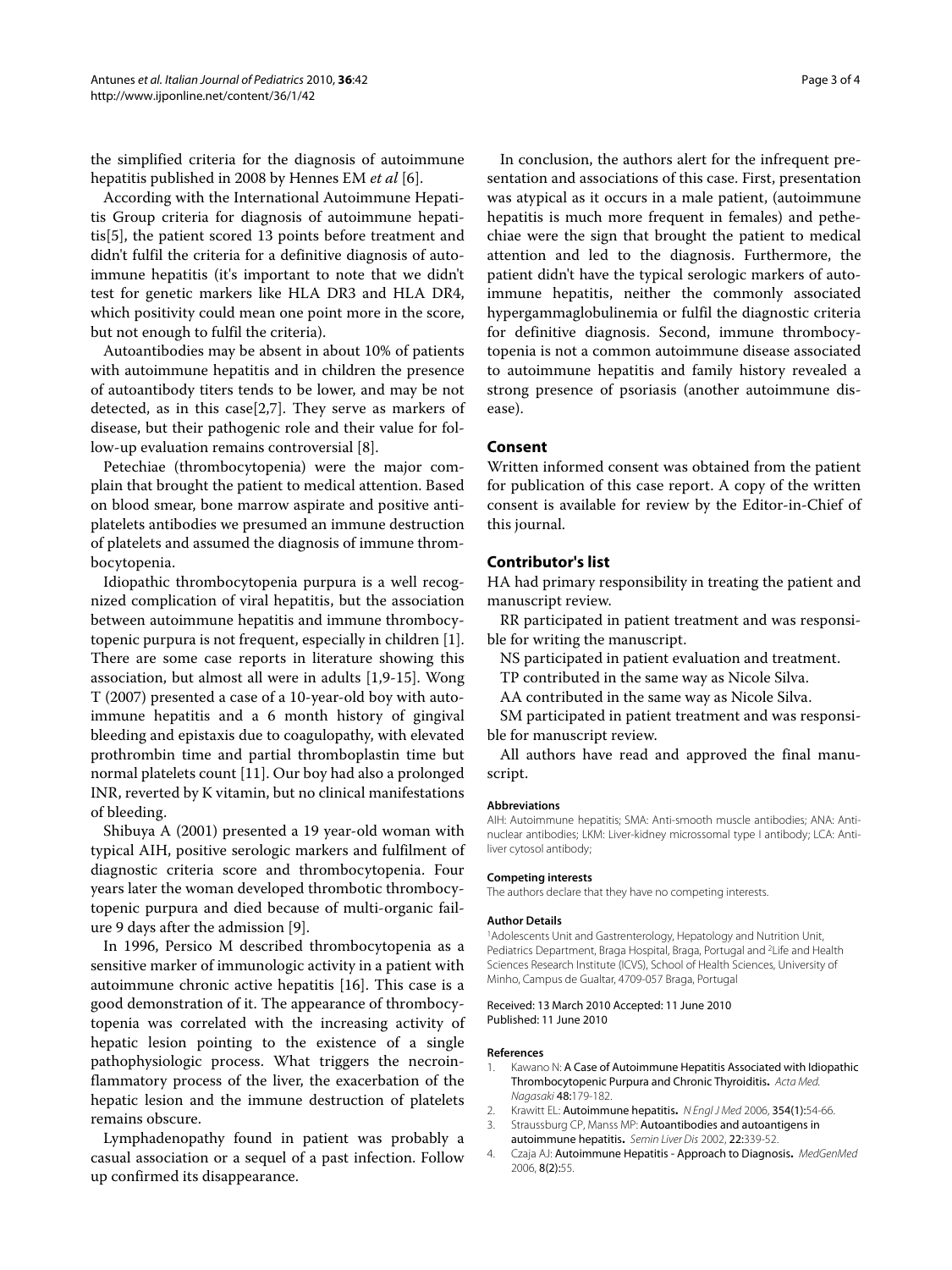the simplified criteria for the diagnosis of autoimmune hepatitis published in 2008 by Hennes EM *et al* [6].

According with the International Autoimmune Hepatitis Group criteria for diagnosis of autoimmune hepatitis[5], the patient scored 13 points before treatment and didn't fulfil the criteria for a definitive diagnosis of autoimmune hepatitis (it's important to note that we didn't test for genetic markers like HLA DR3 and HLA DR4, which positivity could mean one point more in the score, but not enough to fulfil the criteria).

Autoantibodies may be absent in about 10% of patients with autoimmune hepatitis and in children the presence of autoantibody titers tends to be lower, and may be not detected, as in this case[2,7]. They serve as markers of disease, but their pathogenic role and their value for follow-up evaluation remains controversial [8].

Petechiae (thrombocytopenia) were the major complain that brought the patient to medical attention. Based on blood smear, bone marrow aspirate and positive antiplatelets antibodies we presumed an immune destruction of platelets and assumed the diagnosis of immune thrombocytopenia.

Idiopathic thrombocytopenia purpura is a well recognized complication of viral hepatitis, but the association between autoimmune hepatitis and immune thrombocytopenic purpura is not frequent, especially in children [1]. There are some case reports in literature showing this association, but almost all were in adults [1,9-15]. Wong T (2007) presented a case of a 10-year-old boy with autoimmune hepatitis and a 6 month history of gingival bleeding and epistaxis due to coagulopathy, with elevated prothrombin time and partial thromboplastin time but normal platelets count [11]. Our boy had also a prolonged INR, reverted by K vitamin, but no clinical manifestations of bleeding.

Shibuya A (2001) presented a 19 year-old woman with typical AIH, positive serologic markers and fulfilment of diagnostic criteria score and thrombocytopenia. Four years later the woman developed thrombotic thrombocytopenic purpura and died because of multi-organic failure 9 days after the admission [9].

In 1996, Persico M described thrombocytopenia as a sensitive marker of immunologic activity in a patient with autoimmune chronic active hepatitis [16]. This case is a good demonstration of it. The appearance of thrombocytopenia was correlated with the increasing activity of hepatic lesion pointing to the existence of a single pathophysiologic process. What triggers the necroinflammatory process of the liver, the exacerbation of the hepatic lesion and the immune destruction of platelets remains obscure.

Lymphadenopathy found in patient was probably a casual association or a sequel of a past infection. Follow up confirmed its disappearance.

In conclusion, the authors alert for the infrequent presentation and associations of this case. First, presentation was atypical as it occurs in a male patient, (autoimmune hepatitis is much more frequent in females) and pethechiae were the sign that brought the patient to medical attention and led to the diagnosis. Furthermore, the patient didn't have the typical serologic markers of autoimmune hepatitis, neither the commonly associated hypergammaglobulinemia or fulfil the diagnostic criteria for definitive diagnosis. Second, immune thrombocytopenia is not a common autoimmune disease associated to autoimmune hepatitis and family history revealed a strong presence of psoriasis (another autoimmune disease).

## Consent

Written informed consent was obtained from the patient for publication of this case report. A copy of the written consent is available for review by the Editor-in-Chief of this journal.

## Contributor's list

HA had primary responsibility in treating the patient and manuscript review.

RR participated in patient treatment and was responsible for writing the manuscript.

NS participated in patient evaluation and treatment.

TP contributed in the same way as Nicole Silva.

AA contributed in the same way as Nicole Silva.

SM participated in patient treatment and was responsible for manuscript review.

All authors have read and approved the final manuscript.

#### Abbreviations

AIH: Autoimmune hepatitis; SMA: Anti-smooth muscle antibodies; ANA: Antinuclear antibodies; LKM: Liver-kidney microssomal type I antibody; LCA: Antiliver cytosol antibody;

#### Competing interests

The authors declare that they have no competing interests.

#### Author Details

[1]Adolescents Unit and Gastrenterology, Hepatology and Nutrition Unit, Pediatrics Department, Braga Hospital, Braga, Portugal and [2]Life and Health Sciences Research Institute (ICVS), School of Health Sciences, University of Minho, Campus de Gualtar, 4709-057 Braga, Portugal

Received: 13 March 2010 Accepted: 11 June 2010
Published: 11 June 2010

#### References

1. Kawano N: **A Case of Autoimmune Hepatitis Associated with Idiopathic Thrombocytopenic Purpura and Chronic Thyroiditis.** *Acta Med. Nagasaki* 48:179-182.
2. Krawitt EL: **Autoimmune hepatitis.** *N Engl J Med* 2006, **354(1)**:54-66.
3. Straussburg CP, Manss MP: **Autoantibodies and autoantigens in autoimmune hepatitis.** *Semin Liver Dis* 2002, **22**:339-52.
4. Czaja AJ: **Autoimmune Hepatitis - Approach to Diagnosis.** *MedGenMed* 2006, **8(2)**:55.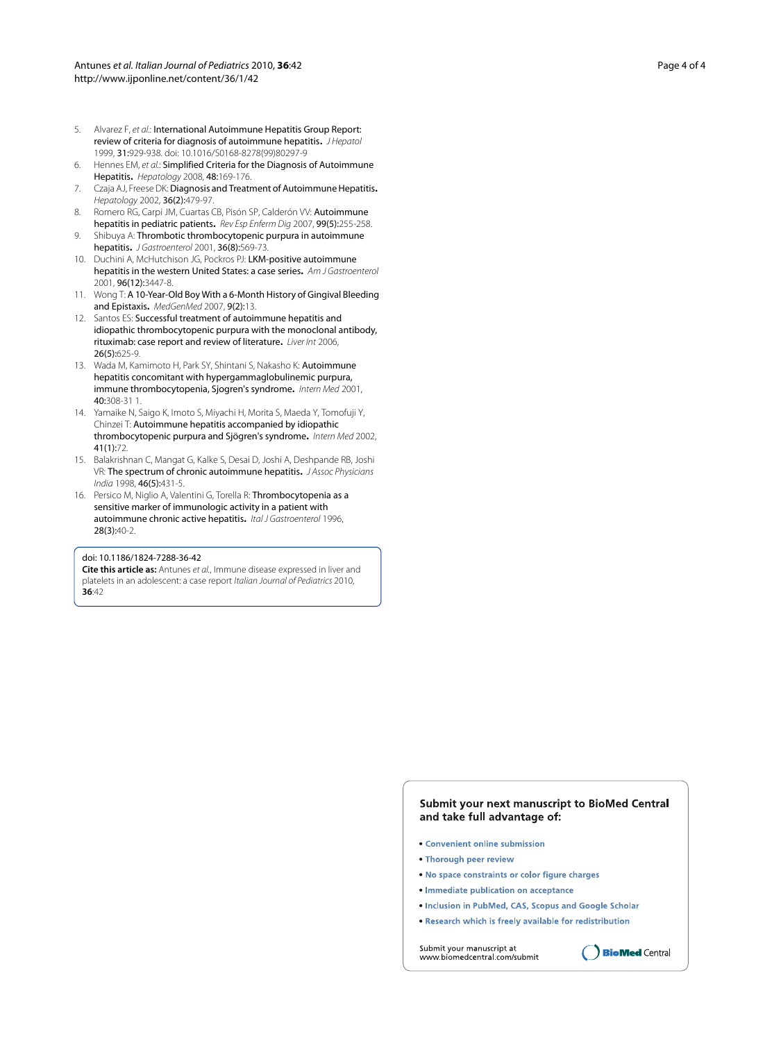5. Alvarez F, *et al.*: **International Autoimmune Hepatitis Group Report: review of criteria for diagnosis of autoimmune hepatitis.** *J Hepatol* 1999, **31**:929-938. doi: 10.1016/S0168-8278(99)80297-9
6. Hennes EM, *et al.*: **Simplified Criteria for the Diagnosis of Autoimmune Hepatitis.** *Hepatology* 2008, **48**:169-176.
7. Czaja AJ, Freese DK: **Diagnosis and Treatment of Autoimmune Hepatitis.** *Hepatology* 2002, **36(2)**:479-97.
8. Romero RG, Carpi JM, Cuartas CB, Pisón SP, Calderón VV: **Autoimmune hepatitis in pediatric patients.** *Rev Esp Enferm Dig* 2007, **99(5)**:255-258.
9. Shibuya A: **Thrombotic thrombocytopenic purpura in autoimmune hepatitis.** *J Gastroenterol* 2001, **36(8)**:569-73.
10. Duchini A, McHutchison JG, Pockros PJ: **LKM-positive autoimmune hepatitis in the western United States: a case series.** *Am J Gastroenterol* 2001, **96(12)**:3447-8.
11. Wong T: **A 10-Year-Old Boy With a 6-Month History of Gingival Bleeding and Epistaxis.** *MedGenMed* 2007, **9(2)**:13.
12. Santos ES: **Successful treatment of autoimmune hepatitis and idiopathic thrombocytopenic purpura with the monoclonal antibody, rituximab: case report and review of literature.** *Liver Int* 2006, **26(5)**:625-9.
13. Wada M, Kamimoto H, Park SY, Shintani S, Nakasho K: **Autoimmune hepatitis concomitant with hypergammaglobulinemic purpura, immune thrombocytopenia, Sjogren's syndrome.** *Intern Med* 2001, **40**:308-31 1.
14. Yamaike N, Saigo K, Imoto S, Miyachi H, Morita S, Maeda Y, Tomofuji Y, Chinzei T: **Autoimmune hepatitis accompanied by idiopathic thrombocytopenic purpura and Sjögren's syndrome.** *Intern Med* 2002, **41(1)**:72.
15. Balakrishnan C, Mangat G, Kalke S, Desai D, Joshi A, Deshpande RB, Joshi VR: **The spectrum of chronic autoimmune hepatitis.** *J Assoc Physicians India* 1998, **46(5)**:431-5.
16. Persico M, Niglio A, Valentini G, Torella R: **Thrombocytopenia as a sensitive marker of immunologic activity in a patient with autoimmune chronic active hepatitis.** *Ital J Gastroenterol* 1996, **28(3)**:40-2.

doi: 10.1186/1824-7288-36-42

**Cite this article as:** Antunes *et al.*, Immune disease expressed in liver and platelets in an adolescent: a case report *Italian Journal of Pediatrics* 2010, **36**:42